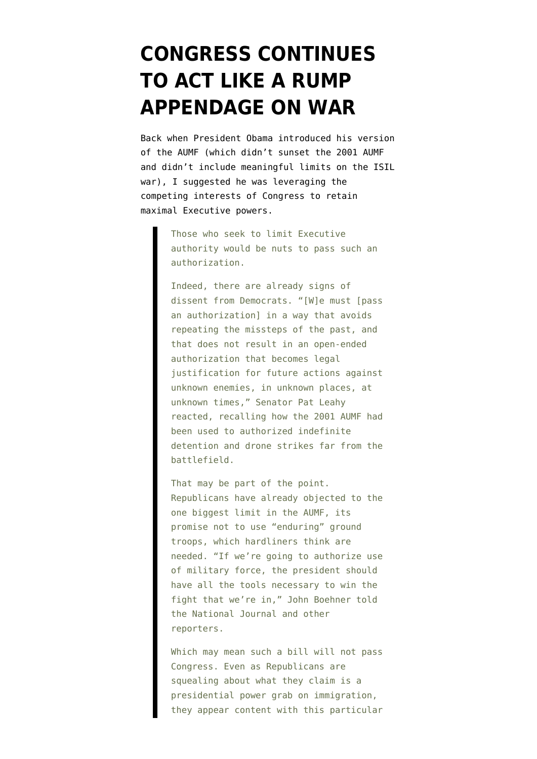# CONGRESS CONTINUES TO ACT LIKE A RUMP APPENDAGE ON WAR

Back when President Obama introduced his version of the AUMF (which didn't sunset the 2001 AUMF and didn't include meaningful limits on the ISIL war), I suggested he was leveraging the competing interests of Congress to retain maximal Executive powers.

> Those who seek to limit Executive authority would be nuts to pass such an authorization.
>
> Indeed, there are already signs of dissent from Democrats. "[W]e must [pass an authorization] in a way that avoids repeating the missteps of the past, and that does not result in an open-ended authorization that becomes legal justification for future actions against unknown enemies, in unknown places, at unknown times," Senator Pat Leahy reacted, recalling how the 2001 AUMF had been used to authorized indefinite detention and drone strikes far from the battlefield.
>
> That may be part of the point. Republicans have already objected to the one biggest limit in the AUMF, its promise not to use "enduring" ground troops, which hardliners think are needed. "If we're going to authorize use of military force, the president should have all the tools necessary to win the fight that we're in," John Boehner told the National Journal and other reporters.
>
> Which may mean such a bill will not pass Congress. Even as Republicans are squealing about what they claim is a presidential power grab on immigration, they appear content with this particular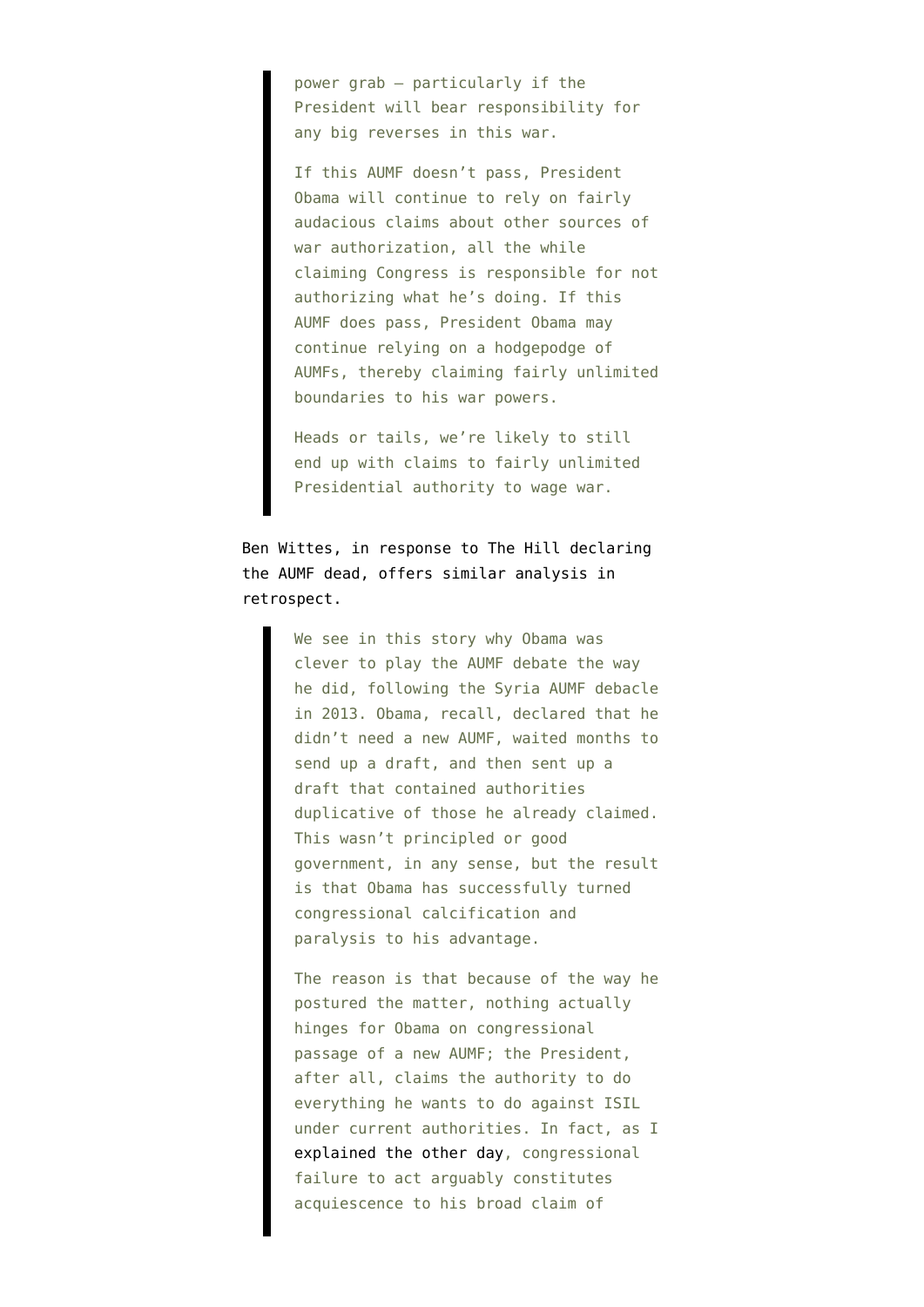> power grab — particularly if the President will bear responsibility for any big reverses in this war.
>
> If this AUMF doesn't pass, President Obama will continue to rely on fairly audacious claims about other sources of war authorization, all the while claiming Congress is responsible for not authorizing what he's doing. If this AUMF does pass, President Obama may continue relying on a hodgepodge of AUMFs, thereby claiming fairly unlimited boundaries to his war powers.
>
> Heads or tails, we're likely to still end up with claims to fairly unlimited Presidential authority to wage war.

Ben Wittes, in response to The Hill declaring the AUMF dead, offers similar analysis in retrospect.

> We see in this story why Obama was clever to play the AUMF debate the way he did, following the Syria AUMF debacle in 2013. Obama, recall, declared that he didn't need a new AUMF, waited months to send up a draft, and then sent up a draft that contained authorities duplicative of those he already claimed. This wasn't principled or good government, in any sense, but the result is that Obama has successfully turned congressional calcification and paralysis to his advantage.
>
> The reason is that because of the way he postured the matter, nothing actually hinges for Obama on congressional passage of a new AUMF; the President, after all, claims the authority to do everything he wants to do against ISIL under current authorities. In fact, as I explained the other day, congressional failure to act arguably constitutes acquiescence to his broad claim of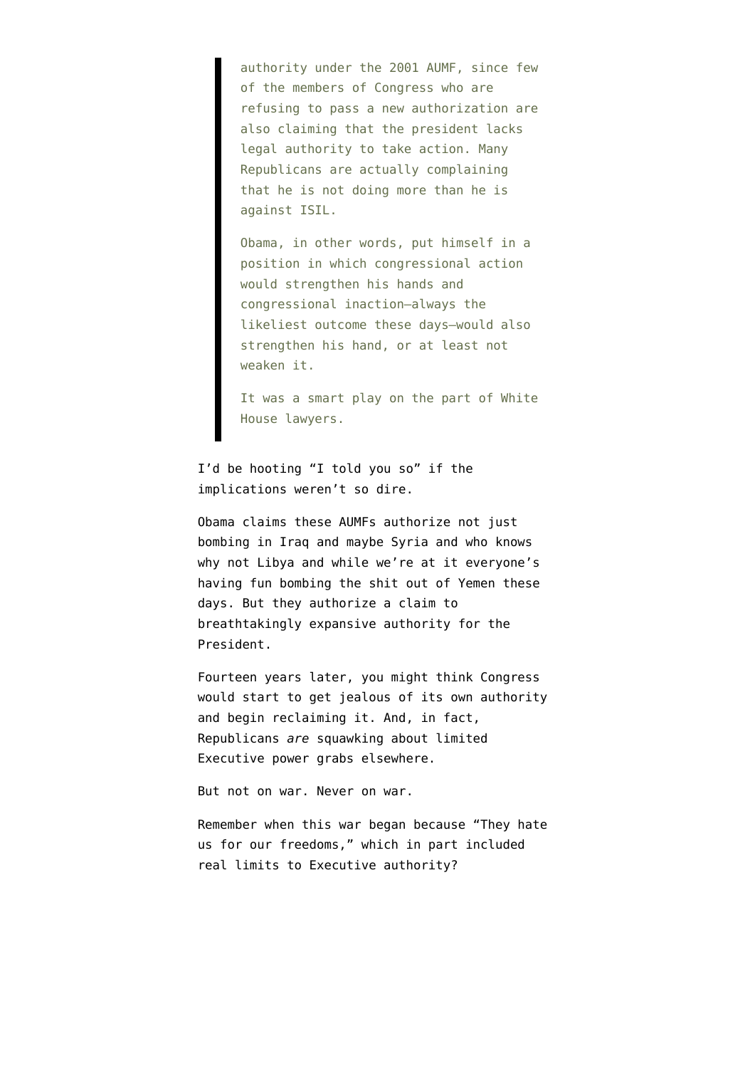> authority under the 2001 AUMF, since few of the members of Congress who are refusing to pass a new authorization are also claiming that the president lacks legal authority to take action. Many Republicans are actually complaining that he is not doing more than he is against ISIL.
>
> Obama, in other words, put himself in a position in which congressional action would strengthen his hands and congressional inaction—always the likeliest outcome these days—would also strengthen his hand, or at least not weaken it.
>
> It was a smart play on the part of White House lawyers.

I'd be hooting "I told you so" if the implications weren't so dire.

Obama claims these AUMFs authorize not just bombing in Iraq and maybe Syria and who knows why not Libya and while we're at it everyone's having fun bombing the shit out of Yemen these days. But they authorize a claim to breathtakingly expansive authority for the President.

Fourteen years later, you might think Congress would start to get jealous of its own authority and begin reclaiming it. And, in fact, Republicans *are* squawking about limited Executive power grabs elsewhere.

But not on war. Never on war.

Remember when this war began because "They hate us for our freedoms," which in part included real limits to Executive authority?